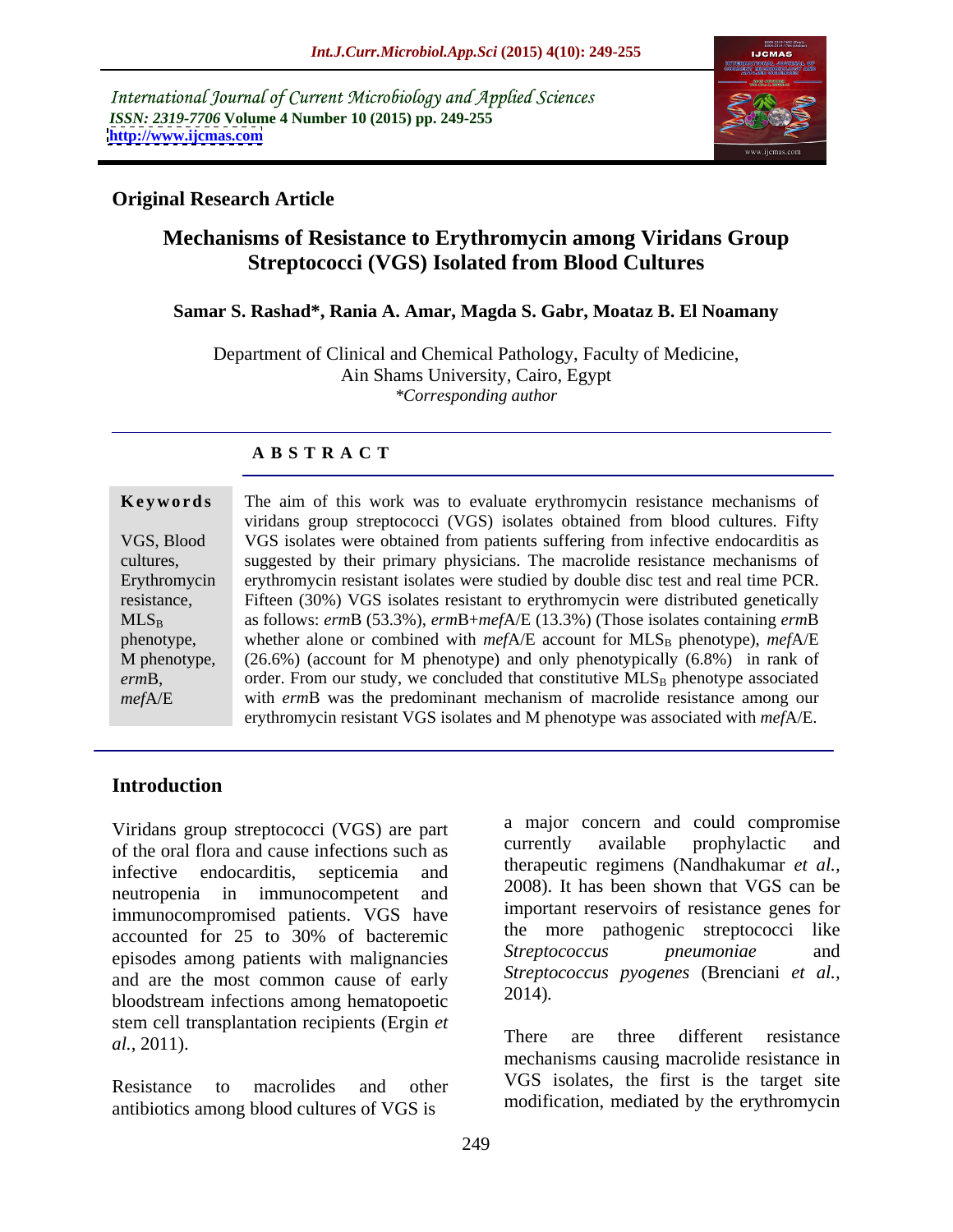International Journal of Current Microbiology and Applied Sciences
*ISSN: 2319-7706* **Volume 4 Number 10 (2015) pp. 249-255**
**http://www.ijcmas.com**

**Original Research Article**

# Mechanisms of Resistant to Erythromycin among Viridans Group Streptococci (VGS) Isolated from Blood Cultures

**Samar S. Rashad\*, Rania A. Amar, Magda S. Gabr, Moataz B. El Noamany**

Department of Clinical and Chemical Pathology, Faculty of Medicine, Ain Shams University, Cairo, Egypt
*\*Corresponding author*

## ABSTRACT

**Keywords**

VGS, Blood cultures, Erythromycin resistance, $MLS_B$ phenotype, M phenotype, *erm*B, *mef*A/E

The aim of this work was to evaluate erythromycin resistance mechanisms of viridans group streptococci (VGS) isolates obtained from blood cultures. Fifty VGS isolates were obtained from patients suffering from infective endocarditis as suggested by their primary physicians. The macrolide resistance mechanisms of erythromycin resistant isolates were studied by double disc test and real time PCR. Fifteen (30%) VGS isolates resistant to erythromycin were distributed genetically as follows: *erm*B (53.3%), *erm*B+*mef*A/E (13.3%) (Those isolates containing *erm*B whether alone or combined with *mef*A/E account for $MLS_B$ phenotype), *mef*A/E (26.6%) (account for M phenotype) and only phenotypically (6.8%) in rank of order. From our study, we concluded that constitutive $MLS_B$ phenotype associated with *erm*B was the predominant mechanism of macrolide resistance among our erythromycin resistant VGS isolates and M phenotype was associated with *mef*A/E.

## Introduction

Viridans group streptococci (VGS) are part of the oral flora and cause infections such as infective endocarditis, septicemia and neutropenia in immunocompetent and immunocompromised patients. VGS have accounted for 25 to 30% of bacteremic episodes among patients with malignancies and are the most common cause of early bloodstream infections among hematopoetic stem cell transplantation recipients (Ergin *et al.,* 2011).

Resistance to macrolides and other antibiotics among blood cultures of VGS is a major concern and could compromise currently available prophylactic and therapeutic regimens (Nandhakumar *et al.,* 2008). It has been shown that VGS can be important reservoirs of resistance genes for the more pathogenic streptococci like *Streptococcus pneumoniae* and *Streptococcus pyogenes* (Brenciani *et al.,* 2014).

There are three different resistance mechanisms causing macrolide resistance in VGS isolates, the first is the target site modification, mediated by the erythromycin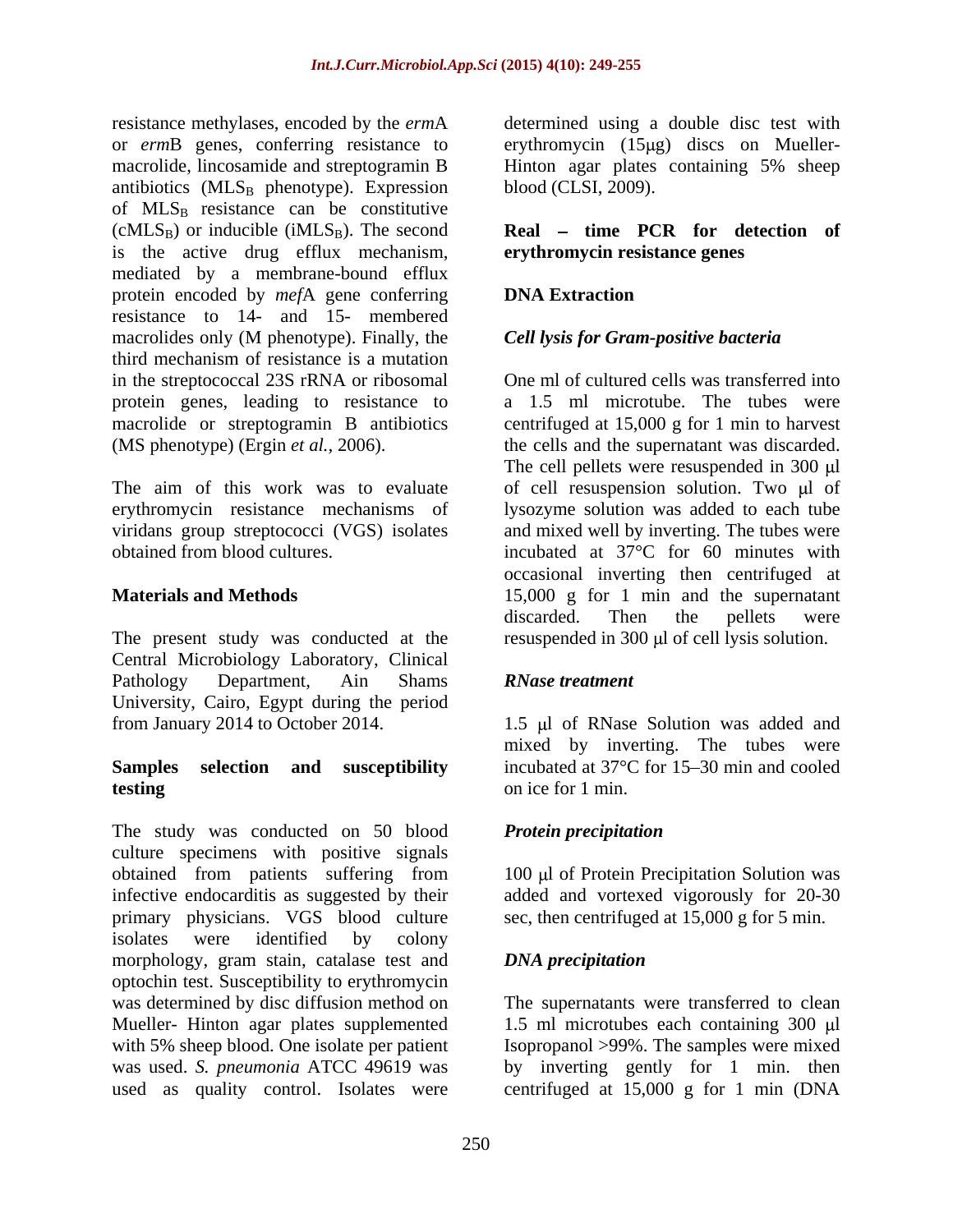resistance methylases, encoded by the *erm*A or *erm*B genes, conferring resistance to macrolide, lincosamide and streptogramin B antibiotics ($MLS_B$ phenotype). Expression of $MLS_B$ resistance can be constitutive ($cMLS_B$) or inducible ($iMLS_B$). The second is the active drug efflux mechanism, mediated by a membrane-bound efflux protein encoded by *mef*A gene conferring resistance to 14- and 15- membered macrolides only (M phenotype). Finally, the third mechanism of resistance is a mutation in the streptococcal 23S rRNA or ribosomal protein genes, leading to resistance to macrolide or streptogramin B antibiotics (MS phenotype) (Ergin *et al.*, 2006).

The aim of this work was to evaluate erythromycin resistance mechanisms of viridans group streptococci (VGS) isolates obtained from blood cultures.

## Materials and Methods

The present study was conducted at the Central Microbiology Laboratory, Clinical Pathology Department, Ain Shams University, Cairo, Egypt during the period from January 2014 to October 2014.

### Samples selection and susceptibility testing

The study was conducted on 50 blood culture specimens with positive signals obtained from patients suffering from infective endocarditis as suggested by their primary physicians. VGS blood culture isolates were identified by colony morphology, gram stain, catalase test and optochin test. Susceptibility to erythromycin was determined by disc diffusion method on Mueller- Hinton agar plates supplemented with 5% sheep blood. One isolate per patient was used. *S. pneumonia* ATCC 49619 was used as quality control. Isolates were determined using a double disc test with erythromycin (15μg) discs on Mueller-Hinton agar plates containing 5% sheep blood (CLSI, 2009).

### Real – time PCR for detection of erythromycin resistance genes

### DNA Extraction

#### *Cell lysis for Gram-positive bacteria*

One ml of cultured cells was transferred into a 1.5 ml microtube. The tubes were centrifuged at 15,000 g for 1 min to harvest the cells and the supernatant was discarded. The cell pellets were resuspended in 300 μl of cell resuspension solution. Two μl of lysozyme solution was added to each tube and mixed well by inverting. The tubes were incubated at 37°C for 60 minutes with occasional inverting then centrifuged at 15,000 g for 1 min and the supernatant discarded. Then the pellets were resuspended in 300 μl of cell lysis solution.

#### *RNase treatment*

1.5 μl of RNase Solution was added and mixed by inverting. The tubes were incubated at 37°C for 15–30 min and cooled on ice for 1 min.

#### *Protein precipitation*

100 μl of Protein Precipitation Solution was added and vortexed vigorously for 20-30 sec, then centrifuged at 15,000 g for 5 min.

#### *DNA precipitation*

The supernatants were transferred to clean 1.5 ml microtubes each containing 300 μl Isopropanol >99%. The samples were mixed by inverting gently for 1 min. then centrifuged at 15,000 g for 1 min (DNA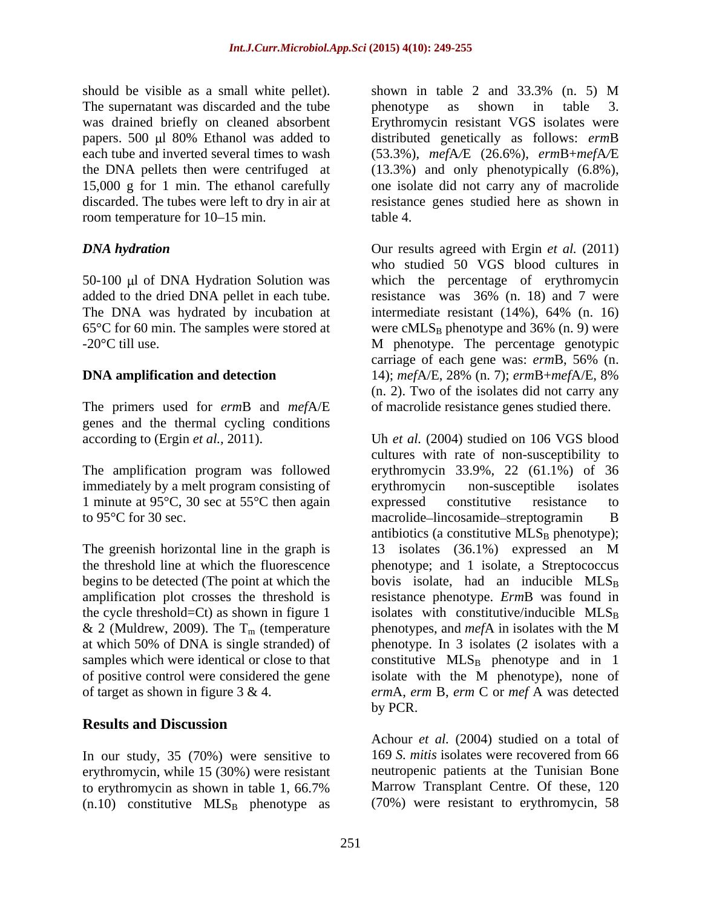should be visible as a small white pellet). The supernatant was discarded and the tube was drained briefly on cleaned absorbent papers. 500 μl 80% Ethanol was added to each tube and inverted several times to wash the DNA pellets then were centrifuged at 15,000 g for 1 min. The ethanol carefully discarded. The tubes were left to dry in air at room temperature for 10–15 min.

***DNA hydration***

50-100 μl of DNA Hydration Solution was added to the dried DNA pellet in each tube. The DNA was hydrated by incubation at 65°C for 60 min. The samples were stored at -20°C till use.

**DNA amplification and detection**

The primers used for *erm*B and *mef*A/E genes and the thermal cycling conditions according to (Ergin *et al.,* 2011).

The amplification program was followed immediately by a melt program consisting of 1 minute at 95°C, 30 sec at 55°C then again to 95°C for 30 sec.

The greenish horizontal line in the graph is the threshold line at which the fluorescence begins to be detected (The point at which the amplification plot crosses the threshold is the cycle threshold=Ct) as shown in figure 1 & 2 (Muldrew, 2009). The $T_m$ (temperature at which 50% of DNA is single stranded) of samples which were identical or close to that of positive control were considered the gene of target as shown in figure 3 & 4.

## Results and Discussion

In our study, 35 (70%) were sensitive to erythromycin, while 15 (30%) were resistant to erythromycin as shown in table 1, 66.7% (n.10) constitutive $MLS_B$ phenotype as shown in table 2 and 33.3% (n. 5) M phenotype as shown in table 3. Erythromycin resistant VGS isolates were distributed genetically as follows: *erm*B (53.3%), *mef*A/E (26.6%), *erm*B+*mef*A/E (13.3%) and only phenotypically (6.8%), one isolate did not carry any of macrolide resistance genes studied here as shown in table 4.

Our results agreed with Ergin *et al.* (2011) who studied 50 VGS blood cultures in which the percentage of erythromycin resistance was 36% (n. 18) and 7 were intermediate resistant (14%), 64% (n. 16) were $cMLS_B$ phenotype and 36% (n. 9) were M phenotype. The percentage genotypic carriage of each gene was: *erm*B, 56% (n. 14); *mef*A/E, 28% (n. 7); *erm*B+*mef*A/E, 8% (n. 2). Two of the isolates did not carry any of macrolide resistance genes studied there.

Uh *et al.* (2004) studied on 106 VGS blood cultures with rate of non-susceptibility to erythromycin 33.9%, 22 (61.1%) of 36 erythromycin non-susceptible isolates expressed constitutive resistance to macrolide–lincosamide–streptogramin B antibiotics (a constitutive $MLS_B$ phenotype); 13 isolates (36.1%) expressed an M phenotype; and 1 isolate, a Streptococcus bovis isolate, had an inducible $MLS_B$ resistance phenotype. *Erm*B was found in isolates with constitutive/inducible $MLS_B$ phenotypes, and *mef*A in isolates with the M phenotype. In 3 isolates (2 isolates with a constitutive $MLS_B$ phenotype and in 1 isolate with the M phenotype), none of *erm*A, *erm* B, *erm* C or *mef* A was detected by PCR.

Achour *et al.* (2004) studied on a total of 169 *S. mitis* isolates were recovered from 66 neutropenic patients at the Tunisian Bone Marrow Transplant Centre. Of these, 120 (70%) were resistant to erythromycin, 58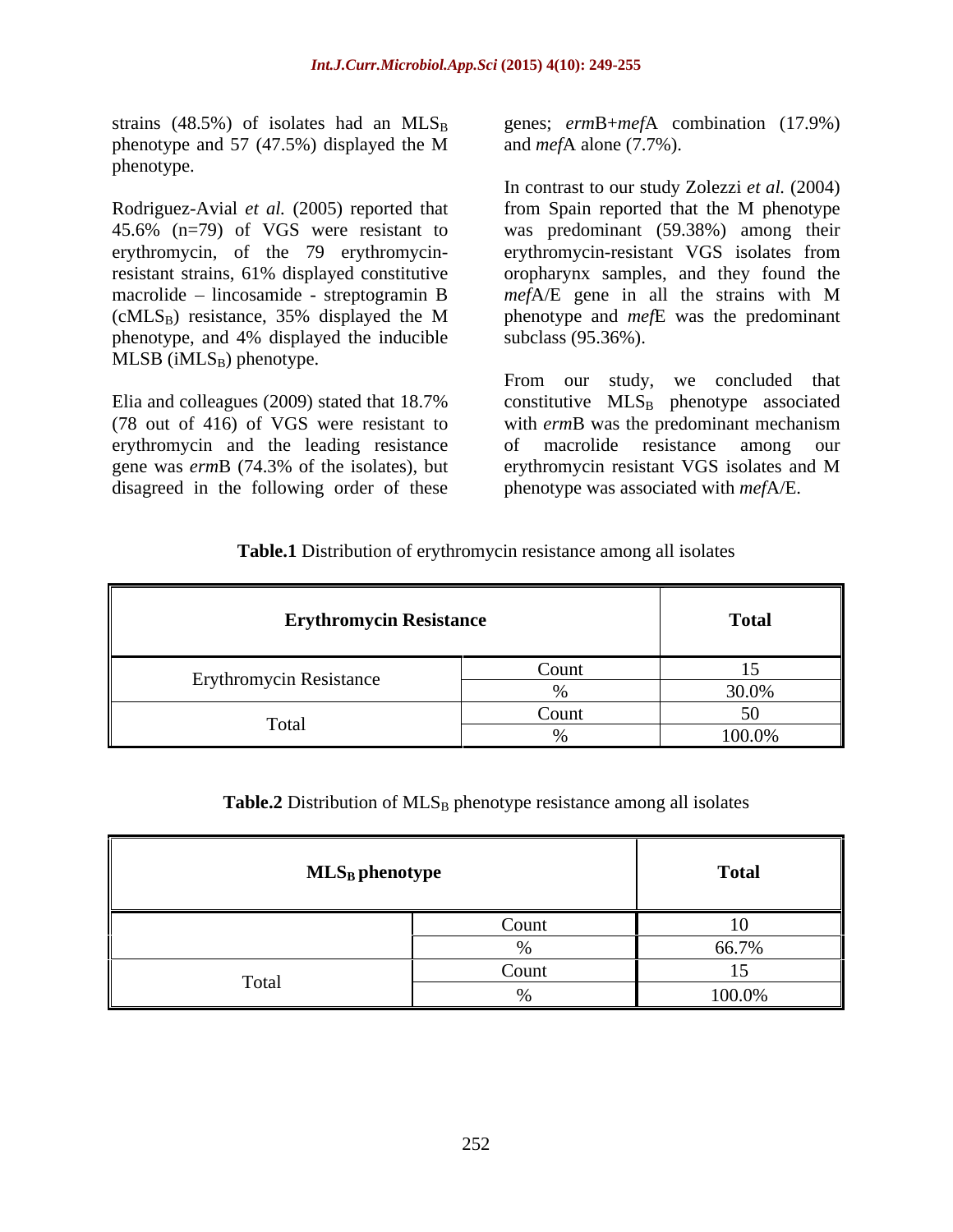strains (48.5%) of isolates had an $MLS_B$ phenotype and 57 (47.5%) displayed the M phenotype.

Rodriguez-Avial *et al.* (2005) reported that 45.6% (n=79) of VGS were resistant to erythromycin, of the 79 erythromycin-resistant strains, 61% displayed constitutive macrolide – lincosamide - streptogramin B ($cMLS_B$) resistance, 35% displayed the M phenotype, and 4% displayed the inducible MLSB ($iMLS_B$) phenotype.

Elia and colleagues (2009) stated that 18.7% (78 out of 416) of VGS were resistant to erythromycin and the leading resistance gene was *erm*B (74.3% of the isolates), but disagreed in the following order of these genes; *erm*B+*mef*A combination (17.9%) and *mef*A alone (7.7%).

In contrast to our study Zolezzi *et al.* (2004) from Spain reported that the M phenotype was predominant (59.38%) among their erythromycin-resistant VGS isolates from oropharynx samples, and they found the *mef*A/E gene in all the strains with M phenotype and *mef*E was the predominant subclass (95.36%).

From our study, we concluded that constitutive $MLS_B$ phenotype associated with *erm*B was the predominant mechanism of macrolide resistance among our erythromycin resistant VGS isolates and M phenotype was associated with *mef*A/E.

**Table.1** Distribution of erythromycin resistance among all isolates

| Erythromycin Resistance | | Total |
|---|---|---|
| Erythromycin Resistance | Count | 15 |
| | % | 30.0% |
| Total | Count | 50 |
| | % | 100.0% |

**Table.2** Distribution of $MLS_B$ phenotype resistance among all isolates

| $MLS_B$ phenotype | | Total |
|---|---|---|
| | Count | 10 |
| | % | 66.7% |
| Total | Count | 15 |
| | % | 100.0% |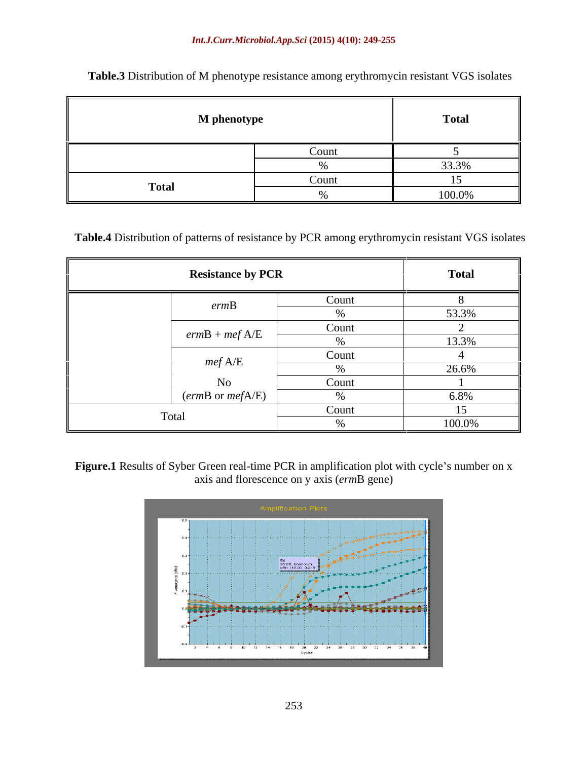**Table.3** Distribution of M phenotype resistance among erythromycin resistant VGS isolates

| M phenotype | | Total |
|---|---|---|
| | Count | 5 |
| | % | 33.3% |
| Total | Count | 15 |
| | % | 100.0% |

**Table.4** Distribution of patterns of resistance by PCR among erythromycin resistant VGS isolates

| Resistance by PCR | | | Total |
|---|---|---|---|
| | *erm*B | Count | 8 |
| | | % | 53.3% |
| | *erm*B + *mef* A/E | Count | 2 |
| | | % | 13.3% |
| | *mef* A/E | Count | 4 |
| | | % | 26.6% |
| | No (*erm*B or *mef*A/E) | Count | 1 |
| | | % | 6.8% |
| Total | | Count | 15 |
| | | % | 100.0% |

**Figure.1** Results of Syber Green real-time PCR in amplification plot with cycle's number on x axis and florescence on y axis (*erm*B gene)

Amplification Plots

E4
SYBR, Unknown
dRn (19.00, 0.216)

Fluorescence (dRn)

0.5
0.4
0.3
0.2
0.1
0.0
-0.1
-0.2

2 4 6 8 10 12 14 16 18 20 22 24 26 28 30 32 34 36 38 40

Cycles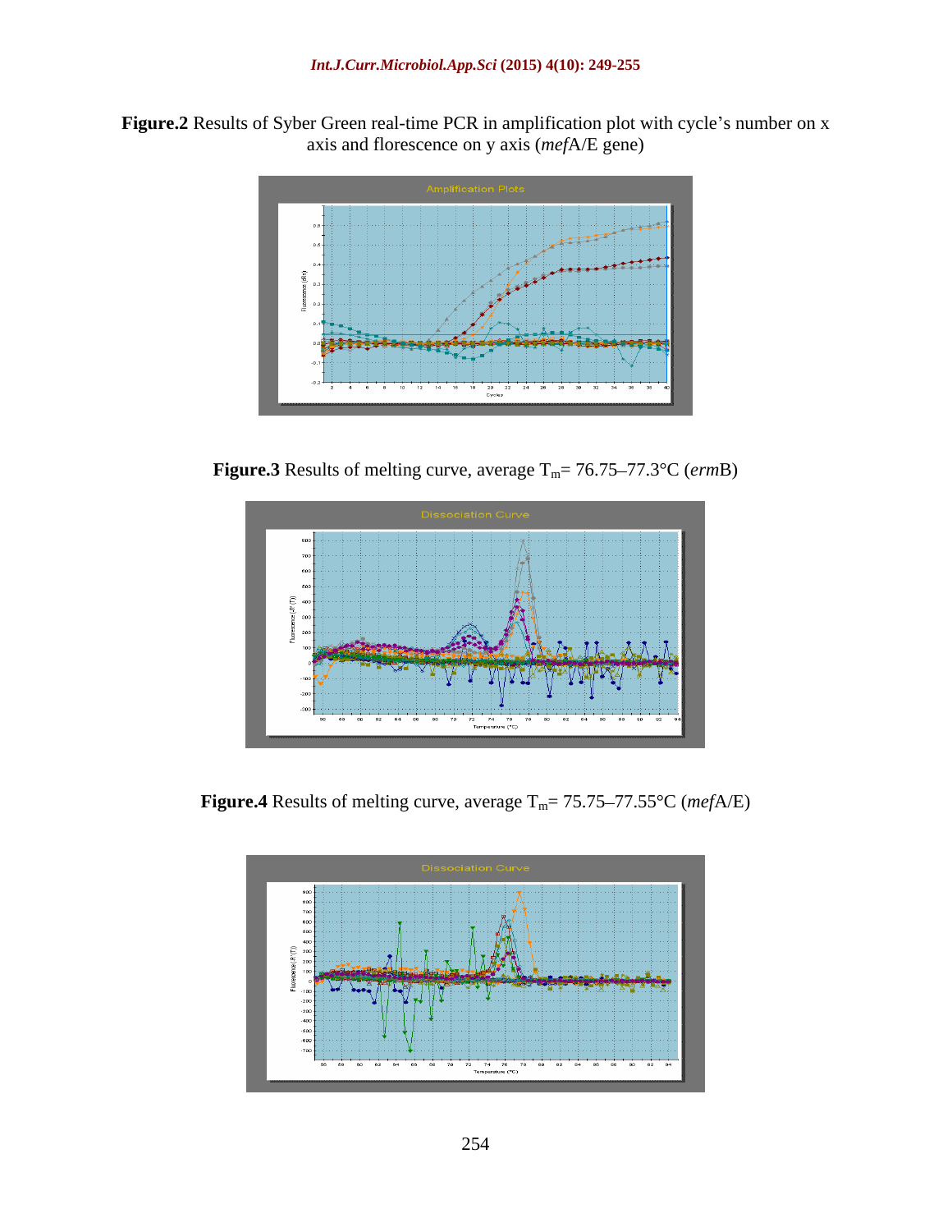**Figure.2** Results of Syber Green real-time PCR in amplification plot with cycle's number on x axis and florescence on y axis (*mef*A/E gene)

Amplification Plots

Fluorescence (dRn)

Cycles

**Figure.3** Results of melting curve, average $T_m$= 76.75–77.3°C (*erm*B)

Dissociation Curve

Fluorescence (-R'(T))

Temperature (°C)

**Figure.4** Results of melting curve, average $T_m$= 75.75–77.55°C (*mef*A/E)

Dissociation Curve

Fluorescence (-R'(T))

Temperature (°C)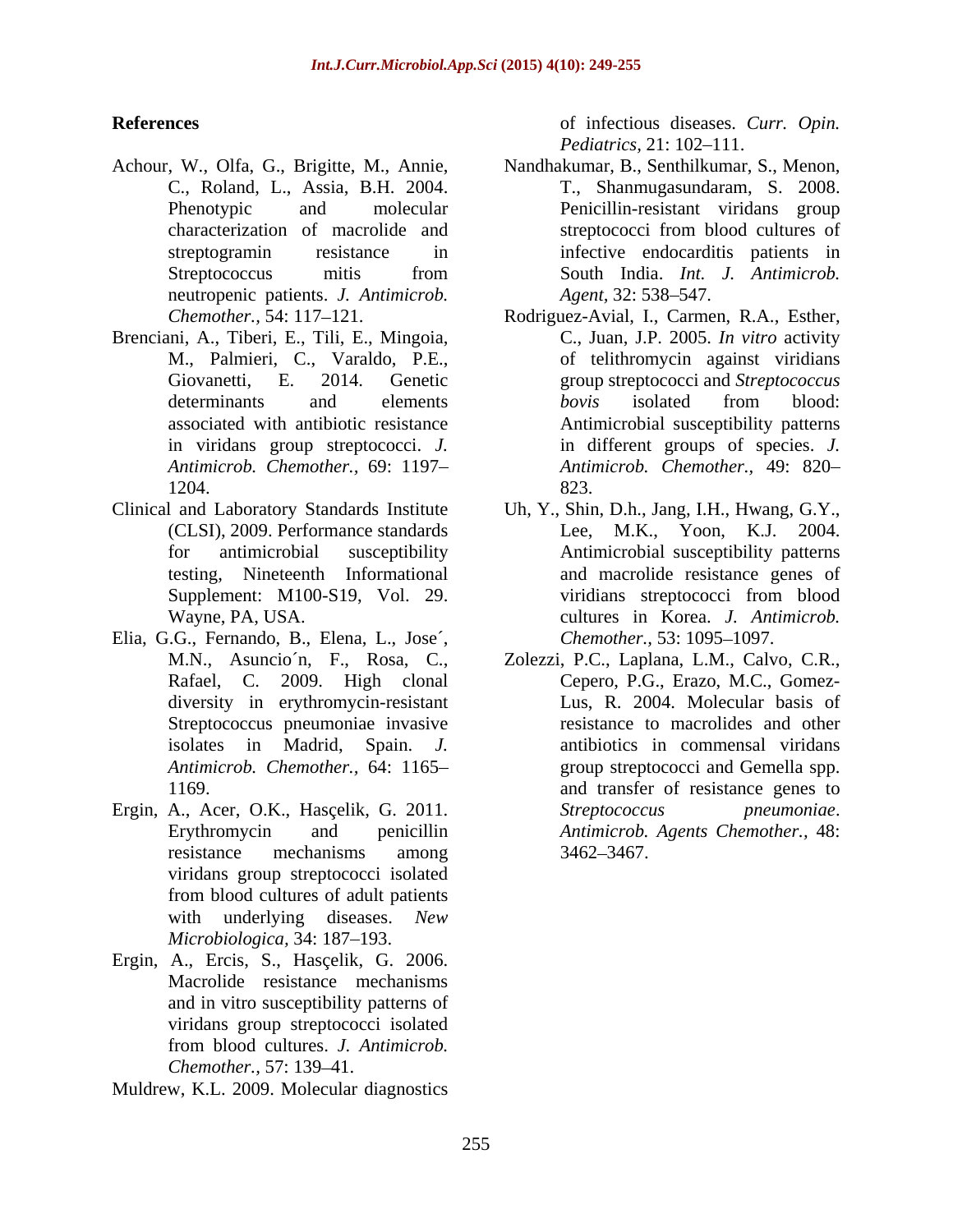## References

Achour, W., Olfa, G., Brigitte, M., Annie, C., Roland, L., Assia, B.H. 2004. Phenotypic and molecular characterization of macrolide and streptogramin resistance in Streptococcus mitis from neutropenic patients. *J. Antimicrob. Chemother.,* 54: 117–121.

Brenciani, A., Tiberi, E., Tili, E., Mingoia, M., Palmieri, C., Varaldo, P.E., Giovanetti, E. 2014. Genetic determinants and elements associated with antibiotic resistance in viridans group streptococci. *J. Antimicrob. Chemother.,* 69: 1197–1204.

Clinical and Laboratory Standards Institute (CLSI), 2009. Performance standards for antimicrobial susceptibility testing, Nineteenth Informational Supplement: M100-S19, Vol. 29. Wayne, PA, USA.

Elia, G.G., Fernando, B., Elena, L., Jose´, M.N., Asuncio´n, F., Rosa, C., Rafael, C. 2009. High clonal diversity in erythromycin-resistant Streptococcus pneumoniae invasive isolates in Madrid, Spain. *J. Antimicrob. Chemother.,* 64: 1165–1169.

Ergin, A., Acer, O.K., Hasçelik, G. 2011. Erythromycin and penicillin resistance mechanisms among viridans group streptococci isolated from blood cultures of adult patients with underlying diseases. *New Microbiologica,* 34: 187–193.

Ergin, A., Ercis, S., Hasçelik, G. 2006. Macrolide resistance mechanisms and in vitro susceptibility patterns of viridans group streptococci isolated from blood cultures. *J. Antimicrob. Chemother.,* 57: 139–41.

Muldrew, K.L. 2009. Molecular diagnostics of infectious diseases. *Curr. Opin. Pediatrics,* 21: 102–111.

Nandhakumar, B., Senthilkumar, S., Menon, T., Shanmugasundaram, S. 2008. Penicillin-resistant viridans group streptococci from blood cultures of infective endocarditis patients in South India. *Int. J. Antimicrob. Agent,* 32: 538–547.

Rodriguez-Avial, I., Carmen, R.A., Esther, C., Juan, J.P. 2005. *In vitro* activity of telithromycin against viridians group streptococci and *Streptococcus bovis* isolated from blood: Antimicrobial susceptibility patterns in different groups of species. *J. Antimicrob. Chemother.,* 49: 820–823.

Uh, Y., Shin, D.h., Jang, I.H., Hwang, G.Y., Lee, M.K., Yoon, K.J. 2004. Antimicrobial susceptibility patterns and macrolide resistance genes of viridians streptococci from blood cultures in Korea. *J. Antimicrob. Chemother.,* 53: 1095–1097.

Zolezzi, P.C., Laplana, L.M., Calvo, C.R., Cepero, P.G., Erazo, M.C., Gomez-Lus, R. 2004. Molecular basis of resistance to macrolides and other antibiotics in commensal viridans group streptococci and Gemella spp. and transfer of resistance genes to *Streptococcus pneumoniae*. *Antimicrob. Agents Chemother.,* 48: 3462–3467.